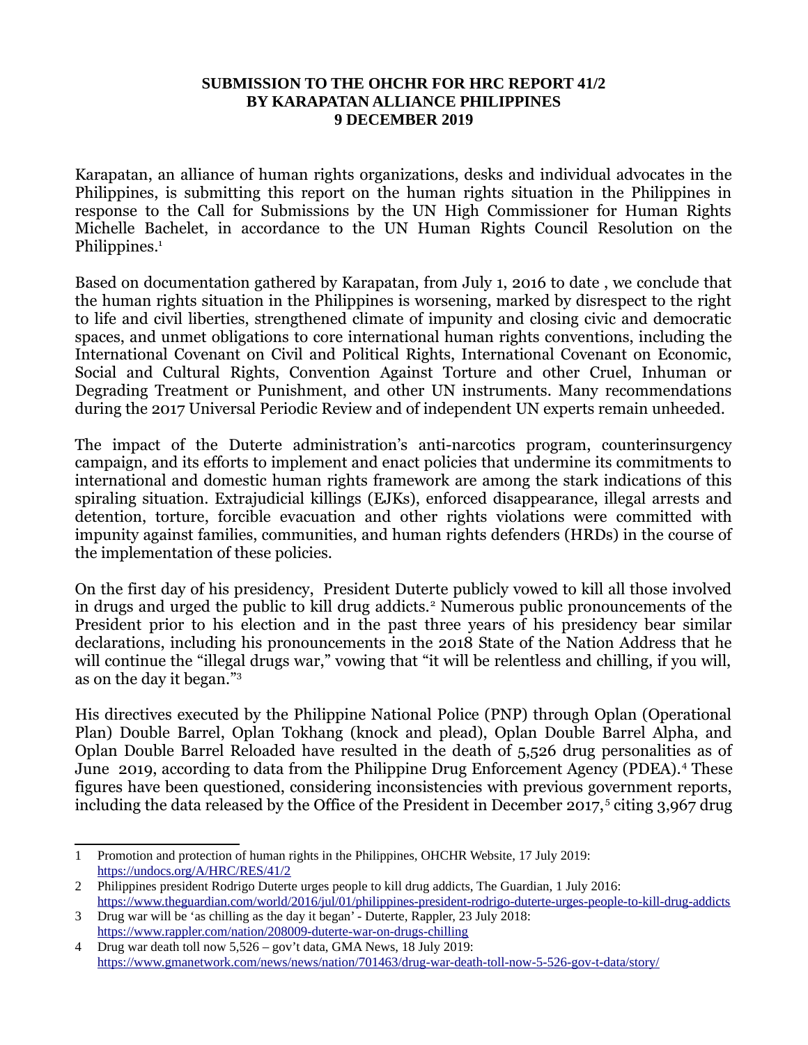**SUBMISSION TO THE OHCHR FOR HRC REPORT 41/2**
**BY KARAPATAN ALLIANCE PHILIPPINES**
**9 DECEMBER 2019**

Karapatan, an alliance of human rights organizations, desks and individual advocates in the Philippines, is submitting this report on the human rights situation in the Philippines in response to the Call for Submissions by the UN High Commissioner for Human Rights Michelle Bachelet, in accordance to the UN Human Rights Council Resolution on the Philippines.[1]

Based on documentation gathered by Karapatan, from July 1, 2016 to date , we conclude that the human rights situation in the Philippines is worsening, marked by disrespect to the right to life and civil liberties, strengthened climate of impunity and closing civic and democratic spaces, and unmet obligations to core international human rights conventions, including the International Covenant on Civil and Political Rights, International Covenant on Economic, Social and Cultural Rights, Convention Against Torture and other Cruel, Inhuman or Degrading Treatment or Punishment, and other UN instruments. Many recommendations during the 2017 Universal Periodic Review and of independent UN experts remain unheeded.

The impact of the Duterte administration's anti-narcotics program, counterinsurgency campaign, and its efforts to implement and enact policies that undermine its commitments to international and domestic human rights framework are among the stark indications of this spiraling situation. Extrajudicial killings (EJKs), enforced disappearance, illegal arrests and detention, torture, forcible evacuation and other rights violations were committed with impunity against families, communities, and human rights defenders (HRDs) in the course of the implementation of these policies.

On the first day of his presidency, President Duterte publicly vowed to kill all those involved in drugs and urged the public to kill drug addicts.[2] Numerous public pronouncements of the President prior to his election and in the past three years of his presidency bear similar declarations, including his pronouncements in the 2018 State of the Nation Address that he will continue the "illegal drugs war," vowing that "it will be relentless and chilling, if you will, as on the day it began."[3]

His directives executed by the Philippine National Police (PNP) through Oplan (Operational Plan) Double Barrel, Oplan Tokhang (knock and plead), Oplan Double Barrel Alpha, and Oplan Double Barrel Reloaded have resulted in the death of 5,526 drug personalities as of June 2019, according to data from the Philippine Drug Enforcement Agency (PDEA).[4] These figures have been questioned, considering inconsistencies with previous government reports, including the data released by the Office of the President in December 2017,[5] citing 3,967 drug

---

1 Promotion and protection of human rights in the Philippines, OHCHR Website, 17 July 2019: https://undocs.org/A/HRC/RES/41/2

2 Philippines president Rodrigo Duterte urges people to kill drug addicts, The Guardian, 1 July 2016: https://www.theguardian.com/world/2016/jul/01/philippines-president-rodrigo-duterte-urges-people-to-kill-drug-addicts

3 Drug war will be 'as chilling as the day it began' - Duterte, Rappler, 23 July 2018: https://www.rappler.com/nation/208009-duterte-war-on-drugs-chilling

4 Drug war death toll now 5,526 – gov't data, GMA News, 18 July 2019: https://www.gmanetwork.com/news/news/nation/701463/drug-war-death-toll-now-5-526-gov-t-data/story/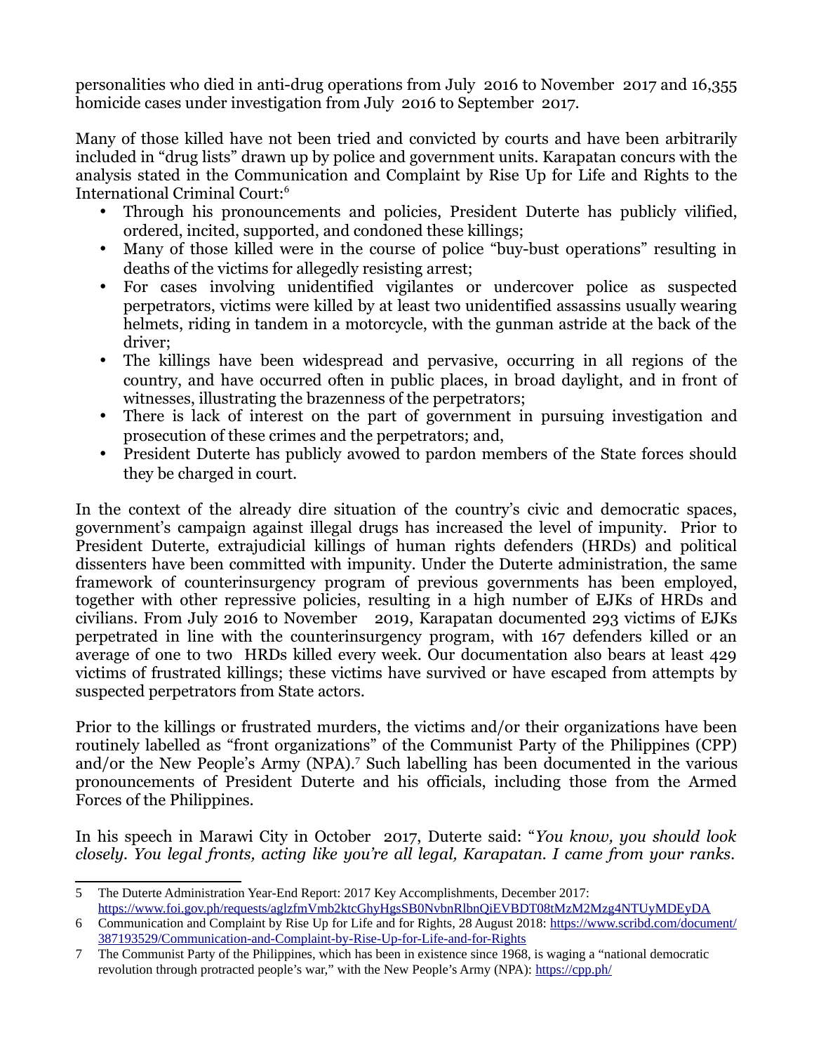personalities who died in anti-drug operations from July 2016 to November 2017 and 16,355 homicide cases under investigation from July 2016 to September 2017.

Many of those killed have not been tried and convicted by courts and have been arbitrarily included in "drug lists" drawn up by police and government units. Karapatan concurs with the analysis stated in the Communication and Complaint by Rise Up for Life and Rights to the International Criminal Court:[6]

- Through his pronouncements and policies, President Duterte has publicly vilified, ordered, incited, supported, and condoned these killings;
- Many of those killed were in the course of police "buy-bust operations" resulting in deaths of the victims for allegedly resisting arrest;
- For cases involving unidentified vigilantes or undercover police as suspected perpetrators, victims were killed by at least two unidentified assassins usually wearing helmets, riding in tandem in a motorcycle, with the gunman astride at the back of the driver;
- The killings have been widespread and pervasive, occurring in all regions of the country, and have occurred often in public places, in broad daylight, and in front of witnesses, illustrating the brazenness of the perpetrators;
- There is lack of interest on the part of government in pursuing investigation and prosecution of these crimes and the perpetrators; and,
- President Duterte has publicly avowed to pardon members of the State forces should they be charged in court.

In the context of the already dire situation of the country's civic and democratic spaces, government's campaign against illegal drugs has increased the level of impunity. Prior to President Duterte, extrajudicial killings of human rights defenders (HRDs) and political dissenters have been committed with impunity. Under the Duterte administration, the same framework of counterinsurgency program of previous governments has been employed, together with other repressive policies, resulting in a high number of EJKs of HRDs and civilians. From July 2016 to November 2019, Karapatan documented 293 victims of EJKs perpetrated in line with the counterinsurgency program, with 167 defenders killed or an average of one to two HRDs killed every week. Our documentation also bears at least 429 victims of frustrated killings; these victims have survived or have escaped from attempts by suspected perpetrators from State actors.

Prior to the killings or frustrated murders, the victims and/or their organizations have been routinely labelled as "front organizations" of the Communist Party of the Philippines (CPP) and/or the New People's Army (NPA).[7] Such labelling has been documented in the various pronouncements of President Duterte and his officials, including those from the Armed Forces of the Philippines.

In his speech in Marawi City in October 2017, Duterte said: "*You know, you should look closely. You legal fronts, acting like you're all legal, Karapatan. I came from your ranks.*

---

5 The Duterte Administration Year-End Report: 2017 Key Accomplishments, December 2017: https://www.foi.gov.ph/requests/aglzfmVmb2ktcGhyHgsSB0NvbnRlbnQiEVBDT08tMzM2Mzg4NTUyMDEyDA

6 Communication and Complaint by Rise Up for Life and for Rights, 28 August 2018: https://www.scribd.com/document/387193529/Communication-and-Complaint-by-Rise-Up-for-Life-and-for-Rights

7 The Communist Party of the Philippines, which has been in existence since 1968, is waging a "national democratic revolution through protracted people's war," with the New People's Army (NPA): https://cpp.ph/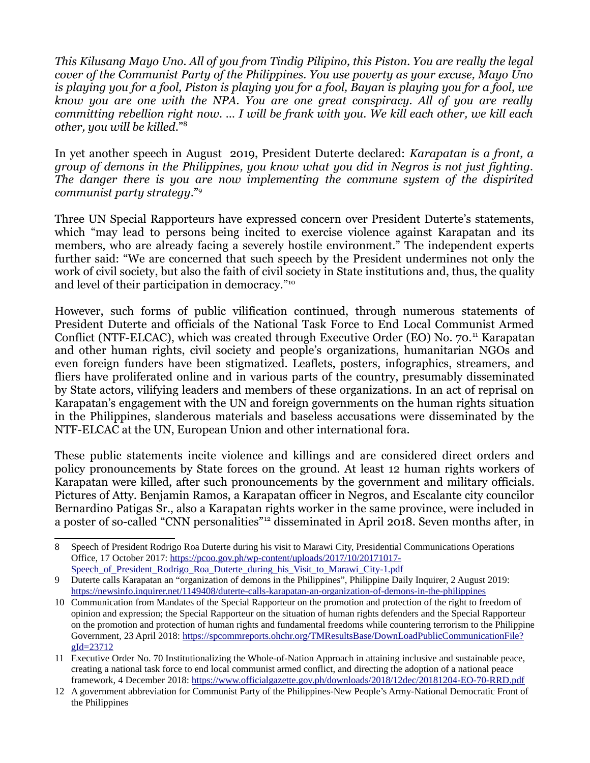*This Kilusang Mayo Uno. All of you from Tindig Pilipino, this Piston. You are really the legal cover of the Communist Party of the Philippines. You use poverty as your excuse, Mayo Uno is playing you for a fool, Piston is playing you for a fool, Bayan is playing you for a fool, we know you are one with the NPA. You are one great conspiracy. All of you are really committing rebellion right now. ... I will be frank with you. We kill each other, we kill each other, you will be killed.*"[8]

In yet another speech in August 2019, President Duterte declared: *Karapatan is a front, a group of demons in the Philippines, you know what you did in Negros is not just fighting. The danger there is you are now implementing the commune system of the dispirited communist party strategy.*"[9]

Three UN Special Rapporteurs have expressed concern over President Duterte's statements, which "may lead to persons being incited to exercise violence against Karapatan and its members, who are already facing a severely hostile environment." The independent experts further said: "We are concerned that such speech by the President undermines not only the work of civil society, but also the faith of civil society in State institutions and, thus, the quality and level of their participation in democracy."[10]

However, such forms of public vilification continued, through numerous statements of President Duterte and officials of the National Task Force to End Local Communist Armed Conflict (NTF-ELCAC), which was created through Executive Order (EO) No. 70.[11] Karapatan and other human rights, civil society and people's organizations, humanitarian NGOs and even foreign funders have been stigmatized. Leaflets, posters, infographics, streamers, and fliers have proliferated online and in various parts of the country, presumably disseminated by State actors, vilifying leaders and members of these organizations. In an act of reprisal on Karapatan's engagement with the UN and foreign governments on the human rights situation in the Philippines, slanderous materials and baseless accusations were disseminated by the NTF-ELCAC at the UN, European Union and other international fora.

These public statements incite violence and killings and are considered direct orders and policy pronouncements by State forces on the ground. At least 12 human rights workers of Karapatan were killed, after such pronouncements by the government and military officials. Pictures of Atty. Benjamin Ramos, a Karapatan officer in Negros, and Escalante city councilor Bernardino Patigas Sr., also a Karapatan rights worker in the same province, were included in a poster of so-called "CNN personalities"[12] disseminated in April 2018. Seven months after, in

---

8 Speech of President Rodrigo Roa Duterte during his visit to Marawi City, Presidential Communications Operations Office, 17 October 2017: https://pcoo.gov.ph/wp-content/uploads/2017/10/20171017-Speech_of_President_Rodrigo_Roa_Duterte_during_his_Visit_to_Marawi_City-1.pdf

9 Duterte calls Karapatan an "organization of demons in the Philippines", Philippine Daily Inquirer, 2 August 2019: https://newsinfo.inquirer.net/1149408/duterte-calls-karapatan-an-organization-of-demons-in-the-philippines

10 Communication from Mandates of the Special Rapporteur on the promotion and protection of the right to freedom of opinion and expression; the Special Rapporteur on the situation of human rights defenders and the Special Rapporteur on the promotion and protection of human rights and fundamental freedoms while countering terrorism to the Philippine Government, 23 April 2018: https://spcommreports.ohchr.org/TMResultsBase/DownLoadPublicCommunicationFile?gId=23712

11 Executive Order No. 70 Institutionalizing the Whole-of-Nation Approach in attaining inclusive and sustainable peace, creating a national task force to end local communist armed conflict, and directing the adoption of a national peace framework, 4 December 2018: https://www.officialgazette.gov.ph/downloads/2018/12dec/20181204-EO-70-RRD.pdf

12 A government abbreviation for Communist Party of the Philippines-New People's Army-National Democratic Front of the Philippines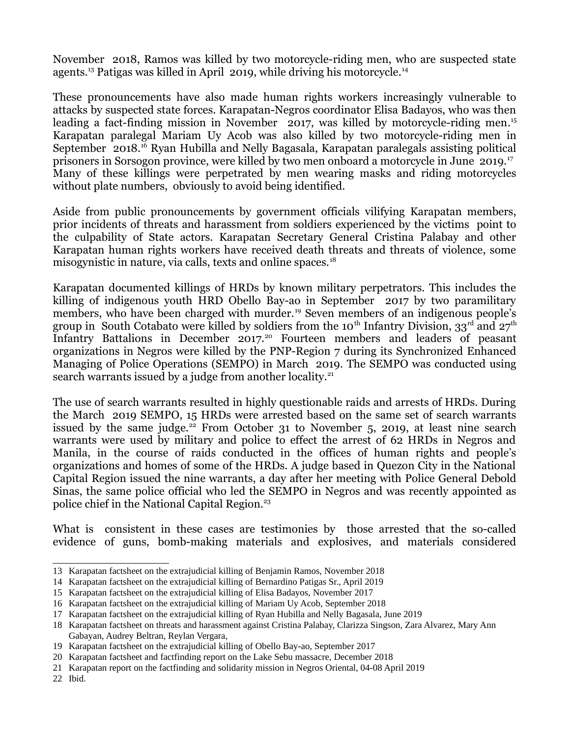November 2018, Ramos was killed by two motorcycle-riding men, who are suspected state agents.[13] Patigas was killed in April 2019, while driving his motorcycle.[14]

These pronouncements have also made human rights workers increasingly vulnerable to attacks by suspected state forces. Karapatan-Negros coordinator Elisa Badayos, who was then leading a fact-finding mission in November 2017, was killed by motorcycle-riding men.[15] Karapatan paralegal Mariam Uy Acob was also killed by two motorcycle-riding men in September 2018.[16] Ryan Hubilla and Nelly Bagasala, Karapatan paralegals assisting political prisoners in Sorsogon province, were killed by two men onboard a motorcycle in June 2019.[17] Many of these killings were perpetrated by men wearing masks and riding motorcycles without plate numbers, obviously to avoid being identified.

Aside from public pronouncements by government officials vilifying Karapatan members, prior incidents of threats and harassment from soldiers experienced by the victims point to the culpability of State actors. Karapatan Secretary General Cristina Palabay and other Karapatan human rights workers have received death threats and threats of violence, some misogynistic in nature, via calls, texts and online spaces.[18]

Karapatan documented killings of HRDs by known military perpetrators. This includes the killing of indigenous youth HRD Obello Bay-ao in September 2017 by two paramilitary members, who have been charged with murder.[19] Seven members of an indigenous people's group in South Cotabato were killed by soldiers from the 10th Infantry Division, 33rd and 27th Infantry Battalions in December 2017.[20] Fourteen members and leaders of peasant organizations in Negros were killed by the PNP-Region 7 during its Synchronized Enhanced Managing of Police Operations (SEMPO) in March 2019. The SEMPO was conducted using search warrants issued by a judge from another locality.[21]

The use of search warrants resulted in highly questionable raids and arrests of HRDs. During the March 2019 SEMPO, 15 HRDs were arrested based on the same set of search warrants issued by the same judge.[22] From October 31 to November 5, 2019, at least nine search warrants were used by military and police to effect the arrest of 62 HRDs in Negros and Manila, in the course of raids conducted in the offices of human rights and people's organizations and homes of some of the HRDs. A judge based in Quezon City in the National Capital Region issued the nine warrants, a day after her meeting with Police General Debold Sinas, the same police official who led the SEMPO in Negros and was recently appointed as police chief in the National Capital Region.[23]

What is consistent in these cases are testimonies by those arrested that the so-called evidence of guns, bomb-making materials and explosives, and materials considered

---

13 Karapatan factsheet on the extrajudicial killing of Benjamin Ramos, November 2018

14 Karapatan factsheet on the extrajudicial killing of Bernardino Patigas Sr., April 2019

15 Karapatan factsheet on the extrajudicial killing of Elisa Badayos, November 2017

16 Karapatan factsheet on the extrajudicial killing of Mariam Uy Acob, September 2018

17 Karapatan factsheet on the extrajudicial killing of Ryan Hubilla and Nelly Bagasala, June 2019

18 Karapatan factsheet on threats and harassment against Cristina Palabay, Clarizza Singson, Zara Alvarez, Mary Ann Gabayan, Audrey Beltran, Reylan Vergara,

19 Karapatan factsheet on the extrajudicial killing of Obello Bay-ao, September 2017

20 Karapatan factsheet and factfinding report on the Lake Sebu massacre, December 2018

21 Karapatan report on the factfinding and solidarity mission in Negros Oriental, 04-08 April 2019

22 Ibid.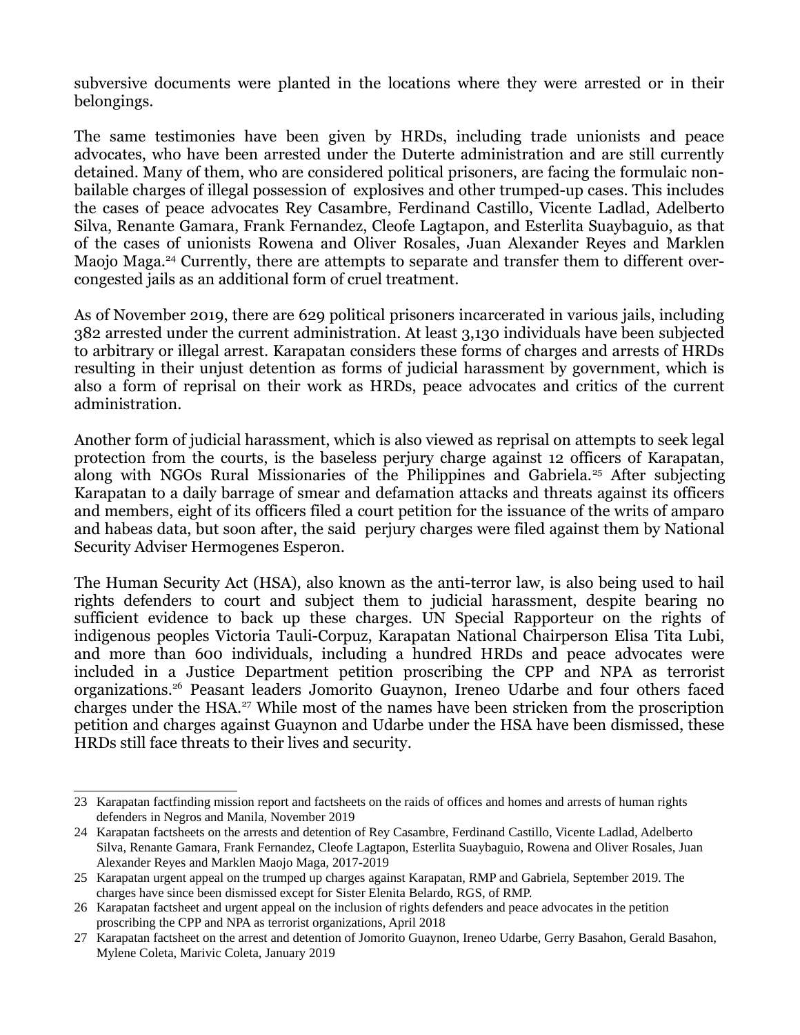subversive documents were planted in the locations where they were arrested or in their belongings.

The same testimonies have been given by HRDs, including trade unionists and peace advocates, who have been arrested under the Duterte administration and are still currently detained. Many of them, who are considered political prisoners, are facing the formulaic non-bailable charges of illegal possession of explosives and other trumped-up cases. This includes the cases of peace advocates Rey Casambre, Ferdinand Castillo, Vicente Ladlad, Adelberto Silva, Renante Gamara, Frank Fernandez, Cleofe Lagtapon, and Esterlita Suaybaguio, as that of the cases of unionists Rowena and Oliver Rosales, Juan Alexander Reyes and Marklen Maojo Maga.[24] Currently, there are attempts to separate and transfer them to different over-congested jails as an additional form of cruel treatment.

As of November 2019, there are 629 political prisoners incarcerated in various jails, including 382 arrested under the current administration. At least 3,130 individuals have been subjected to arbitrary or illegal arrest. Karapatan considers these forms of charges and arrests of HRDs resulting in their unjust detention as forms of judicial harassment by government, which is also a form of reprisal on their work as HRDs, peace advocates and critics of the current administration.

Another form of judicial harassment, which is also viewed as reprisal on attempts to seek legal protection from the courts, is the baseless perjury charge against 12 officers of Karapatan, along with NGOs Rural Missionaries of the Philippines and Gabriela.[25] After subjecting Karapatan to a daily barrage of smear and defamation attacks and threats against its officers and members, eight of its officers filed a court petition for the issuance of the writs of amparo and habeas data, but soon after, the said perjury charges were filed against them by National Security Adviser Hermogenes Esperon.

The Human Security Act (HSA), also known as the anti-terror law, is also being used to hail rights defenders to court and subject them to judicial harassment, despite bearing no sufficient evidence to back up these charges. UN Special Rapporteur on the rights of indigenous peoples Victoria Tauli-Corpuz, Karapatan National Chairperson Elisa Tita Lubi, and more than 600 individuals, including a hundred HRDs and peace advocates were included in a Justice Department petition proscribing the CPP and NPA as terrorist organizations.[26] Peasant leaders Jomorito Guaynon, Ireneo Udarbe and four others faced charges under the HSA.[27] While most of the names have been stricken from the proscription petition and charges against Guaynon and Udarbe under the HSA have been dismissed, these HRDs still face threats to their lives and security.

---

23 Karapatan factfinding mission report and factsheets on the raids of offices and homes and arrests of human rights defenders in Negros and Manila, November 2019

24 Karapatan factsheets on the arrests and detention of Rey Casambre, Ferdinand Castillo, Vicente Ladlad, Adelberto Silva, Renante Gamara, Frank Fernandez, Cleofe Lagtapon, Esterlita Suaybaguio, Rowena and Oliver Rosales, Juan Alexander Reyes and Marklen Maojo Maga, 2017-2019

25 Karapatan urgent appeal on the trumped up charges against Karapatan, RMP and Gabriela, September 2019. The charges have since been dismissed except for Sister Elenita Belardo, RGS, of RMP.

26 Karapatan factsheet and urgent appeal on the inclusion of rights defenders and peace advocates in the petition proscribing the CPP and NPA as terrorist organizations, April 2018

27 Karapatan factsheet on the arrest and detention of Jomorito Guaynon, Ireneo Udarbe, Gerry Basahon, Gerald Basahon, Mylene Coleta, Marivic Coleta, January 2019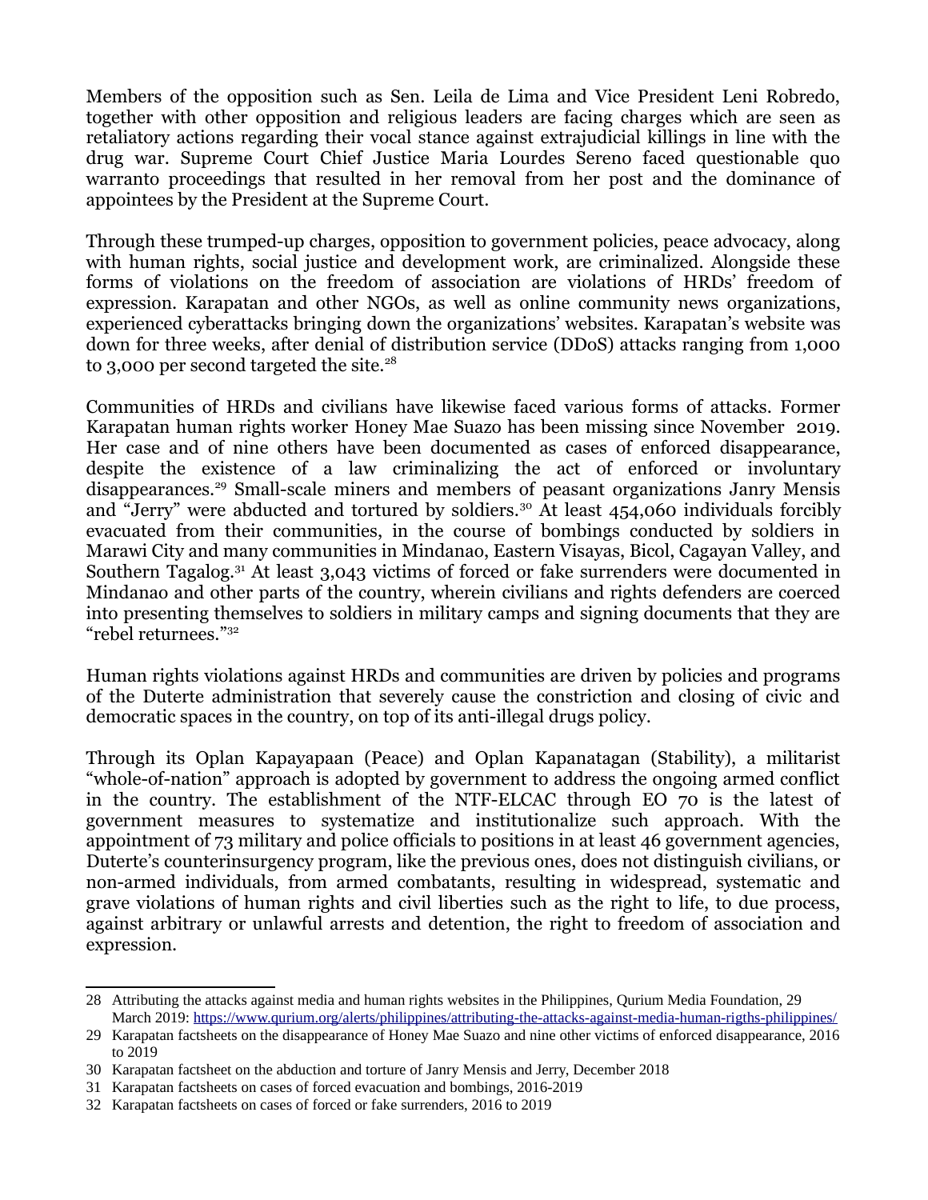Members of the opposition such as Sen. Leila de Lima and Vice President Leni Robredo, together with other opposition and religious leaders are facing charges which are seen as retaliatory actions regarding their vocal stance against extrajudicial killings in line with the drug war. Supreme Court Chief Justice Maria Lourdes Sereno faced questionable quo warranto proceedings that resulted in her removal from her post and the dominance of appointees by the President at the Supreme Court.

Through these trumped-up charges, opposition to government policies, peace advocacy, along with human rights, social justice and development work, are criminalized. Alongside these forms of violations on the freedom of association are violations of HRDs' freedom of expression. Karapatan and other NGOs, as well as online community news organizations, experienced cyberattacks bringing down the organizations' websites. Karapatan's website was down for three weeks, after denial of distribution service (DDoS) attacks ranging from 1,000 to 3,000 per second targeted the site.[28]

Communities of HRDs and civilians have likewise faced various forms of attacks. Former Karapatan human rights worker Honey Mae Suazo has been missing since November 2019. Her case and of nine others have been documented as cases of enforced disappearance, despite the existence of a law criminalizing the act of enforced or involuntary disappearances.[29] Small-scale miners and members of peasant organizations Janry Mensis and "Jerry" were abducted and tortured by soldiers.[30] At least 454,060 individuals forcibly evacuated from their communities, in the course of bombings conducted by soldiers in Marawi City and many communities in Mindanao, Eastern Visayas, Bicol, Cagayan Valley, and Southern Tagalog.[31] At least 3,043 victims of forced or fake surrenders were documented in Mindanao and other parts of the country, wherein civilians and rights defenders are coerced into presenting themselves to soldiers in military camps and signing documents that they are "rebel returnees."[32]

Human rights violations against HRDs and communities are driven by policies and programs of the Duterte administration that severely cause the constriction and closing of civic and democratic spaces in the country, on top of its anti-illegal drugs policy.

Through its Oplan Kapayapaan (Peace) and Oplan Kapanatagan (Stability), a militarist "whole-of-nation" approach is adopted by government to address the ongoing armed conflict in the country. The establishment of the NTF-ELCAC through EO 70 is the latest of government measures to systematize and institutionalize such approach. With the appointment of 73 military and police officials to positions in at least 46 government agencies, Duterte's counterinsurgency program, like the previous ones, does not distinguish civilians, or non-armed individuals, from armed combatants, resulting in widespread, systematic and grave violations of human rights and civil liberties such as the right to life, to due process, against arbitrary or unlawful arrests and detention, the right to freedom of association and expression.

---

28 Attributing the attacks against media and human rights websites in the Philippines, Qurium Media Foundation, 29 March 2019: https://www.qurium.org/alerts/philippines/attributing-the-attacks-against-media-human-rigths-philippines/

29 Karapatan factsheets on the disappearance of Honey Mae Suazo and nine other victims of enforced disappearance, 2016 to 2019

30 Karapatan factsheet on the abduction and torture of Janry Mensis and Jerry, December 2018

31 Karapatan factsheets on cases of forced evacuation and bombings, 2016-2019

32 Karapatan factsheets on cases of forced or fake surrenders, 2016 to 2019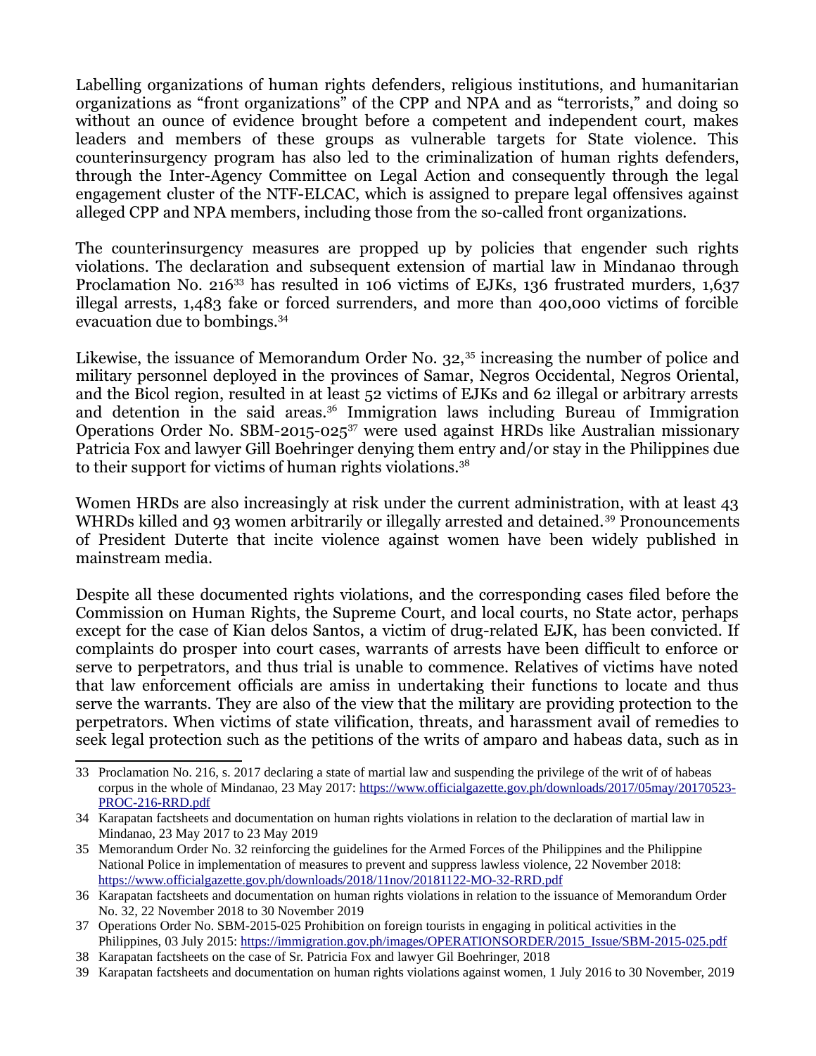Labelling organizations of human rights defenders, religious institutions, and humanitarian organizations as "front organizations" of the CPP and NPA and as "terrorists," and doing so without an ounce of evidence brought before a competent and independent court, makes leaders and members of these groups as vulnerable targets for State violence. This counterinsurgency program has also led to the criminalization of human rights defenders, through the Inter-Agency Committee on Legal Action and consequently through the legal engagement cluster of the NTF-ELCAC, which is assigned to prepare legal offensives against alleged CPP and NPA members, including those from the so-called front organizations.

The counterinsurgency measures are propped up by policies that engender such rights violations. The declaration and subsequent extension of martial law in Mindanao through Proclamation No. 216[33] has resulted in 106 victims of EJKs, 136 frustrated murders, 1,637 illegal arrests, 1,483 fake or forced surrenders, and more than 400,000 victims of forcible evacuation due to bombings.[34]

Likewise, the issuance of Memorandum Order No. 32,[35] increasing the number of police and military personnel deployed in the provinces of Samar, Negros Occidental, Negros Oriental, and the Bicol region, resulted in at least 52 victims of EJKs and 62 illegal or arbitrary arrests and detention in the said areas.[36] Immigration laws including Bureau of Immigration Operations Order No. SBM-2015-025[37] were used against HRDs like Australian missionary Patricia Fox and lawyer Gill Boehringer denying them entry and/or stay in the Philippines due to their support for victims of human rights violations.[38]

Women HRDs are also increasingly at risk under the current administration, with at least 43 WHRDs killed and 93 women arbitrarily or illegally arrested and detained.[39] Pronouncements of President Duterte that incite violence against women have been widely published in mainstream media.

Despite all these documented rights violations, and the corresponding cases filed before the Commission on Human Rights, the Supreme Court, and local courts, no State actor, perhaps except for the case of Kian delos Santos, a victim of drug-related EJK, has been convicted. If complaints do prosper into court cases, warrants of arrests have been difficult to enforce or serve to perpetrators, and thus trial is unable to commence. Relatives of victims have noted that law enforcement officials are amiss in undertaking their functions to locate and thus serve the warrants. They are also of the view that the military are providing protection to the perpetrators. When victims of state vilification, threats, and harassment avail of remedies to seek legal protection such as the petitions of the writs of amparo and habeas data, such as in

---

33 Proclamation No. 216, s. 2017 declaring a state of martial law and suspending the privilege of the writ of of habeas corpus in the whole of Mindanao, 23 May 2017: https://www.officialgazette.gov.ph/downloads/2017/05may/20170523-PROC-216-RRD.pdf

34 Karapatan factsheets and documentation on human rights violations in relation to the declaration of martial law in Mindanao, 23 May 2017 to 23 May 2019

35 Memorandum Order No. 32 reinforcing the guidelines for the Armed Forces of the Philippines and the Philippine National Police in implementation of measures to prevent and suppress lawless violence, 22 November 2018: https://www.officialgazette.gov.ph/downloads/2018/11nov/20181122-MO-32-RRD.pdf

36 Karapatan factsheets and documentation on human rights violations in relation to the issuance of Memorandum Order No. 32, 22 November 2018 to 30 November 2019

37 Operations Order No. SBM-2015-025 Prohibition on foreign tourists in engaging in political activities in the Philippines, 03 July 2015: https://immigration.gov.ph/images/OPERATIONSORDER/2015_Issue/SBM-2015-025.pdf

38 Karapatan factsheets on the case of Sr. Patricia Fox and lawyer Gil Boehringer, 2018

39 Karapatan factsheets and documentation on human rights violations against women, 1 July 2016 to 30 November, 2019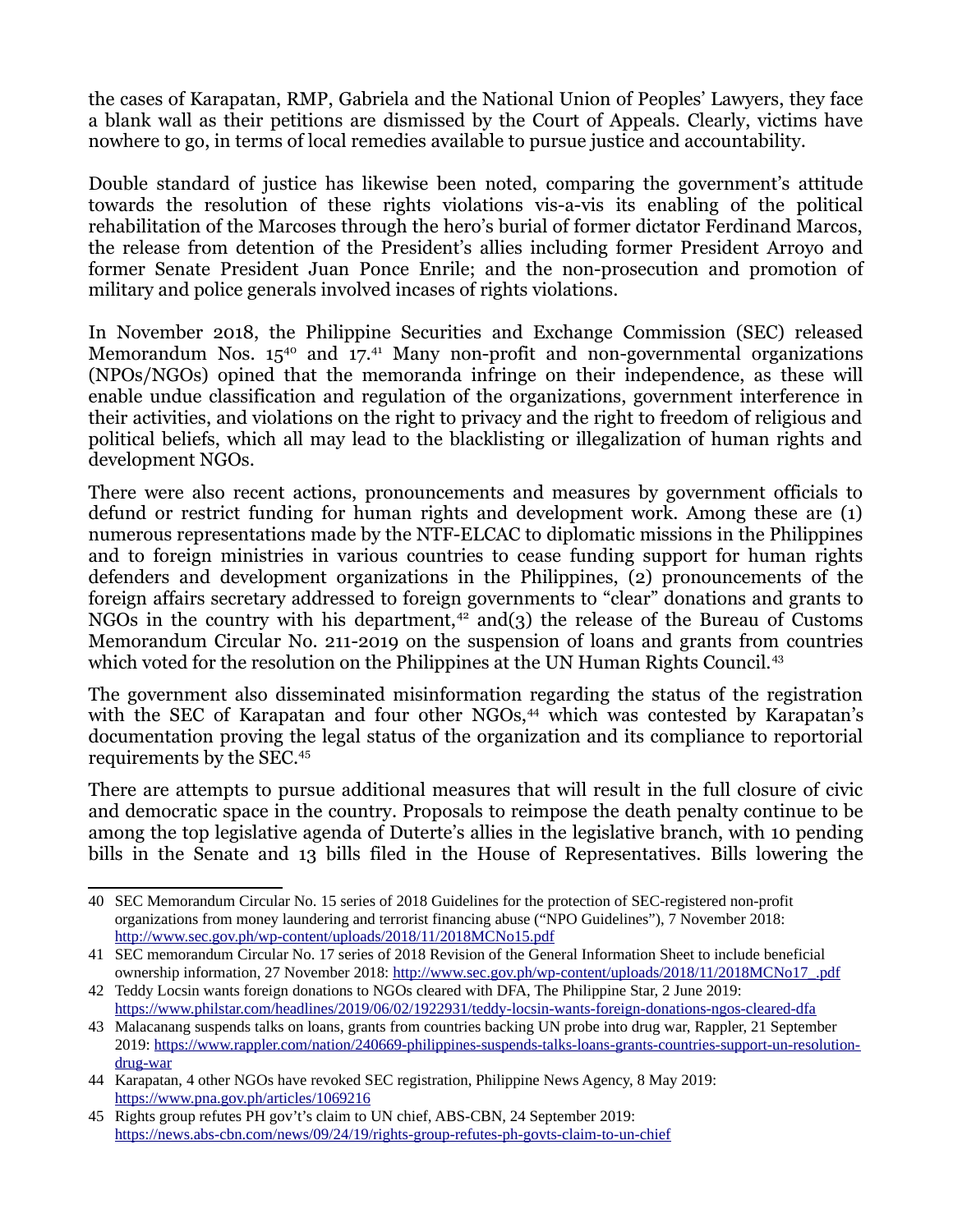the cases of Karapatan, RMP, Gabriela and the National Union of Peoples' Lawyers, they face a blank wall as their petitions are dismissed by the Court of Appeals. Clearly, victims have nowhere to go, in terms of local remedies available to pursue justice and accountability.

Double standard of justice has likewise been noted, comparing the government's attitude towards the resolution of these rights violations vis-a-vis its enabling of the political rehabilitation of the Marcoses through the hero's burial of former dictator Ferdinand Marcos, the release from detention of the President's allies including former President Arroyo and former Senate President Juan Ponce Enrile; and the non-prosecution and promotion of military and police generals involved incases of rights violations.

In November 2018, the Philippine Securities and Exchange Commission (SEC) released Memorandum Nos. 15[40] and 17.[41] Many non-profit and non-governmental organizations (NPOs/NGOs) opined that the memoranda infringe on their independence, as these will enable undue classification and regulation of the organizations, government interference in their activities, and violations on the right to privacy and the right to freedom of religious and political beliefs, which all may lead to the blacklisting or illegalization of human rights and development NGOs.

There were also recent actions, pronouncements and measures by government officials to defund or restrict funding for human rights and development work. Among these are (1) numerous representations made by the NTF-ELCAC to diplomatic missions in the Philippines and to foreign ministries in various countries to cease funding support for human rights defenders and development organizations in the Philippines, (2) pronouncements of the foreign affairs secretary addressed to foreign governments to "clear" donations and grants to NGOs in the country with his department,[42] and(3) the release of the Bureau of Customs Memorandum Circular No. 211-2019 on the suspension of loans and grants from countries which voted for the resolution on the Philippines at the UN Human Rights Council.[43]

The government also disseminated misinformation regarding the status of the registration with the SEC of Karapatan and four other NGOs,[44] which was contested by Karapatan's documentation proving the legal status of the organization and its compliance to reportorial requirements by the SEC.[45]

There are attempts to pursue additional measures that will result in the full closure of civic and democratic space in the country. Proposals to reimpose the death penalty continue to be among the top legislative agenda of Duterte's allies in the legislative branch, with 10 pending bills in the Senate and 13 bills filed in the House of Representatives. Bills lowering the

---

40 SEC Memorandum Circular No. 15 series of 2018 Guidelines for the protection of SEC-registered non-profit organizations from money laundering and terrorist financing abuse ("NPO Guidelines"), 7 November 2018: http://www.sec.gov.ph/wp-content/uploads/2018/11/2018MCNo15.pdf

41 SEC memorandum Circular No. 17 series of 2018 Revision of the General Information Sheet to include beneficial ownership information, 27 November 2018: http://www.sec.gov.ph/wp-content/uploads/2018/11/2018MCNo17_.pdf

42 Teddy Locsin wants foreign donations to NGOs cleared with DFA, The Philippine Star, 2 June 2019: https://www.philstar.com/headlines/2019/06/02/1922931/teddy-locsin-wants-foreign-donations-ngos-cleared-dfa

43 Malacanang suspends talks on loans, grants from countries backing UN probe into drug war, Rappler, 21 September 2019: https://www.rappler.com/nation/240669-philippines-suspends-talks-loans-grants-countries-support-un-resolution-drug-war

44 Karapatan, 4 other NGOs have revoked SEC registration, Philippine News Agency, 8 May 2019: https://www.pna.gov.ph/articles/1069216

45 Rights group refutes PH gov't's claim to UN chief, ABS-CBN, 24 September 2019: https://news.abs-cbn.com/news/09/24/19/rights-group-refutes-ph-govts-claim-to-un-chief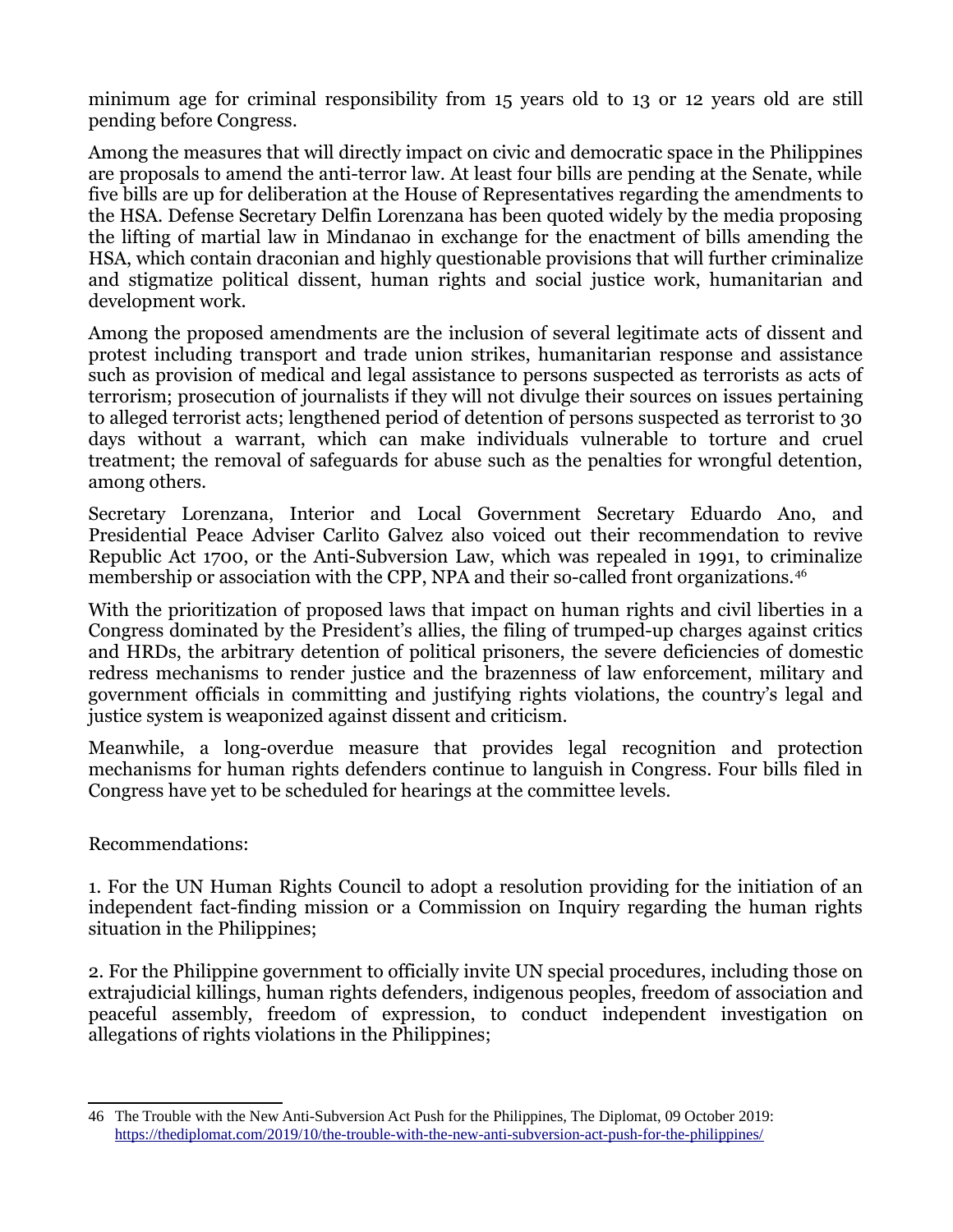minimum age for criminal responsibility from 15 years old to 13 or 12 years old are still pending before Congress.

Among the measures that will directly impact on civic and democratic space in the Philippines are proposals to amend the anti-terror law. At least four bills are pending at the Senate, while five bills are up for deliberation at the House of Representatives regarding the amendments to the HSA. Defense Secretary Delfin Lorenzana has been quoted widely by the media proposing the lifting of martial law in Mindanao in exchange for the enactment of bills amending the HSA, which contain draconian and highly questionable provisions that will further criminalize and stigmatize political dissent, human rights and social justice work, humanitarian and development work.

Among the proposed amendments are the inclusion of several legitimate acts of dissent and protest including transport and trade union strikes, humanitarian response and assistance such as provision of medical and legal assistance to persons suspected as terrorists as acts of terrorism; prosecution of journalists if they will not divulge their sources on issues pertaining to alleged terrorist acts; lengthened period of detention of persons suspected as terrorist to 30 days without a warrant, which can make individuals vulnerable to torture and cruel treatment; the removal of safeguards for abuse such as the penalties for wrongful detention, among others.

Secretary Lorenzana, Interior and Local Government Secretary Eduardo Ano, and Presidential Peace Adviser Carlito Galvez also voiced out their recommendation to revive Republic Act 1700, or the Anti-Subversion Law, which was repealed in 1991, to criminalize membership or association with the CPP, NPA and their so-called front organizations.[46]

With the prioritization of proposed laws that impact on human rights and civil liberties in a Congress dominated by the President's allies, the filing of trumped-up charges against critics and HRDs, the arbitrary detention of political prisoners, the severe deficiencies of domestic redress mechanisms to render justice and the brazenness of law enforcement, military and government officials in committing and justifying rights violations, the country's legal and justice system is weaponized against dissent and criticism.

Meanwhile, a long-overdue measure that provides legal recognition and protection mechanisms for human rights defenders continue to languish in Congress. Four bills filed in Congress have yet to be scheduled for hearings at the committee levels.

Recommendations:

1. For the UN Human Rights Council to adopt a resolution providing for the initiation of an independent fact-finding mission or a Commission on Inquiry regarding the human rights situation in the Philippines;

2. For the Philippine government to officially invite UN special procedures, including those on extrajudicial killings, human rights defenders, indigenous peoples, freedom of association and peaceful assembly, freedom of expression, to conduct independent investigation on allegations of rights violations in the Philippines;

---

46 The Trouble with the New Anti-Subversion Act Push for the Philippines, The Diplomat, 09 October 2019: https://thediplomat.com/2019/10/the-trouble-with-the-new-anti-subversion-act-push-for-the-philippines/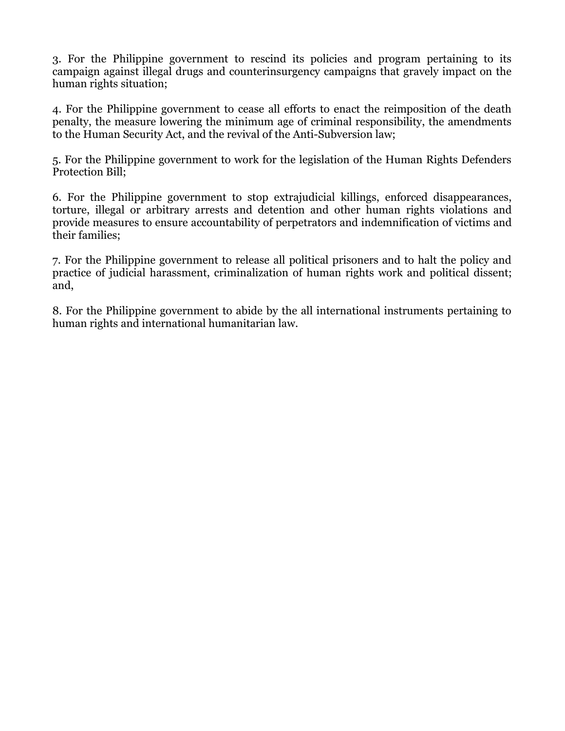3. For the Philippine government to rescind its policies and program pertaining to its campaign against illegal drugs and counterinsurgency campaigns that gravely impact on the human rights situation;

4. For the Philippine government to cease all efforts to enact the reimposition of the death penalty, the measure lowering the minimum age of criminal responsibility, the amendments to the Human Security Act, and the revival of the Anti-Subversion law;

5. For the Philippine government to work for the legislation of the Human Rights Defenders Protection Bill;

6. For the Philippine government to stop extrajudicial killings, enforced disappearances, torture, illegal or arbitrary arrests and detention and other human rights violations and provide measures to ensure accountability of perpetrators and indemnification of victims and their families;

7. For the Philippine government to release all political prisoners and to halt the policy and practice of judicial harassment, criminalization of human rights work and political dissent; and,

8. For the Philippine government to abide by the all international instruments pertaining to human rights and international humanitarian law.